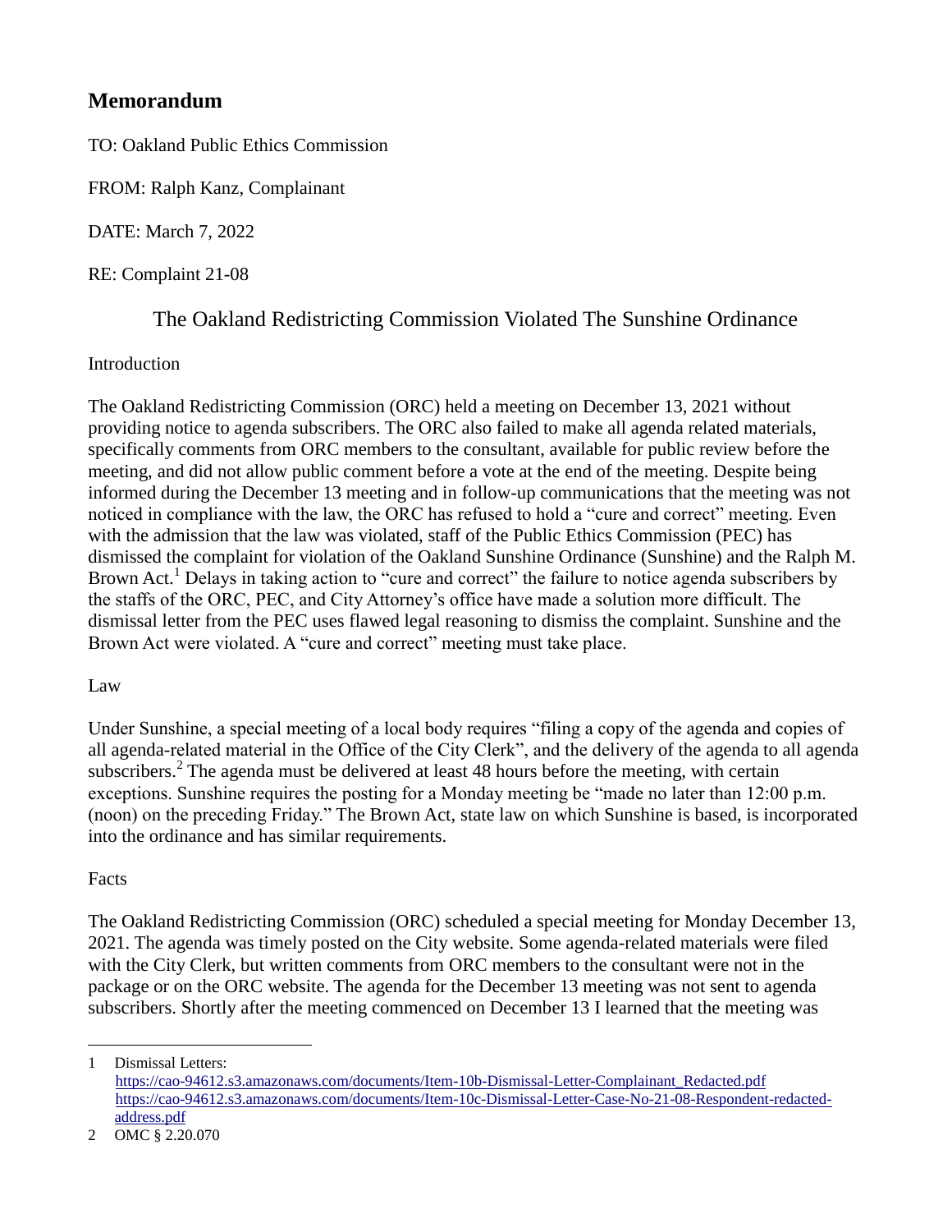# Memorandum

TO: Oakland Public Ethics Commission

FROM: Ralph Kanz, Complainant

DATE: March 7, 2022

RE: Complaint 21-08

## The Oakland Redistricting Commission Violated The Sunshine Ordinance

Introduction

The Oakland Redistricting Commission (ORC) held a meeting on December 13, 2021 without providing notice to agenda subscribers. The ORC also failed to make all agenda related materials, specifically comments from ORC members to the consultant, available for public review before the meeting, and did not allow public comment before a vote at the end of the meeting. Despite being informed during the December 13 meeting and in follow-up communications that the meeting was not noticed in compliance with the law, the ORC has refused to hold a "cure and correct" meeting. Even with the admission that the law was violated, staff of the Public Ethics Commission (PEC) has dismissed the complaint for violation of the Oakland Sunshine Ordinance (Sunshine) and the Ralph M. Brown Act.[1] Delays in taking action to "cure and correct" the failure to notice agenda subscribers by the staffs of the ORC, PEC, and City Attorney's office have made a solution more difficult. The dismissal letter from the PEC uses flawed legal reasoning to dismiss the complaint. Sunshine and the Brown Act were violated. A "cure and correct" meeting must take place.

Law

Under Sunshine, a special meeting of a local body requires "filing a copy of the agenda and copies of all agenda-related material in the Office of the City Clerk", and the delivery of the agenda to all agenda subscribers.[2] The agenda must be delivered at least 48 hours before the meeting, with certain exceptions. Sunshine requires the posting for a Monday meeting be "made no later than 12:00 p.m. (noon) on the preceding Friday." The Brown Act, state law on which Sunshine is based, is incorporated into the ordinance and has similar requirements.

Facts

The Oakland Redistricting Commission (ORC) scheduled a special meeting for Monday December 13, 2021. The agenda was timely posted on the City website. Some agenda-related materials were filed with the City Clerk, but written comments from ORC members to the consultant were not in the package or on the ORC website. The agenda for the December 13 meeting was not sent to agenda subscribers. Shortly after the meeting commenced on December 13 I learned that the meeting was

---

1 Dismissal Letters:
https://cao-94612.s3.amazonaws.com/documents/Item-10b-Dismissal-Letter-Complainant_Redacted.pdf
https://cao-94612.s3.amazonaws.com/documents/Item-10c-Dismissal-Letter-Case-No-21-08-Respondent-redacted-address.pdf

2 OMC § 2.20.070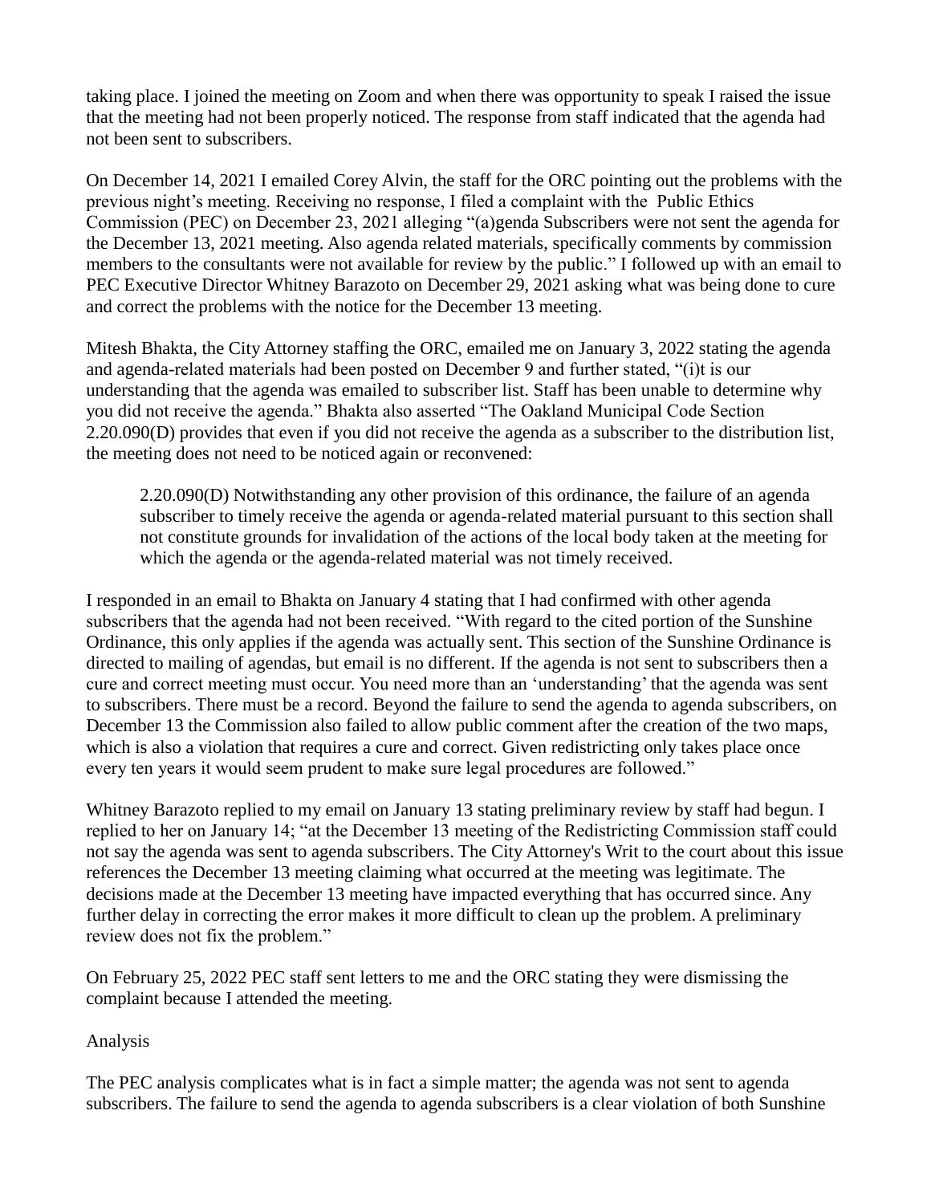taking place. I joined the meeting on Zoom and when there was opportunity to speak I raised the issue that the meeting had not been properly noticed. The response from staff indicated that the agenda had not been sent to subscribers.

On December 14, 2021 I emailed Corey Alvin, the staff for the ORC pointing out the problems with the previous night's meeting. Receiving no response, I filed a complaint with the Public Ethics Commission (PEC) on December 23, 2021 alleging "(a)genda Subscribers were not sent the agenda for the December 13, 2021 meeting. Also agenda related materials, specifically comments by commission members to the consultants were not available for review by the public." I followed up with an email to PEC Executive Director Whitney Barazoto on December 29, 2021 asking what was being done to cure and correct the problems with the notice for the December 13 meeting.

Mitesh Bhakta, the City Attorney staffing the ORC, emailed me on January 3, 2022 stating the agenda and agenda-related materials had been posted on December 9 and further stated, "(i)t is our understanding that the agenda was emailed to subscriber list. Staff has been unable to determine why you did not receive the agenda." Bhakta also asserted "The Oakland Municipal Code Section 2.20.090(D) provides that even if you did not receive the agenda as a subscriber to the distribution list, the meeting does not need to be noticed again or reconvened:

> 2.20.090(D) Notwithstanding any other provision of this ordinance, the failure of an agenda subscriber to timely receive the agenda or agenda-related material pursuant to this section shall not constitute grounds for invalidation of the actions of the local body taken at the meeting for which the agenda or the agenda-related material was not timely received.

I responded in an email to Bhakta on January 4 stating that I had confirmed with other agenda subscribers that the agenda had not been received. "With regard to the cited portion of the Sunshine Ordinance, this only applies if the agenda was actually sent. This section of the Sunshine Ordinance is directed to mailing of agendas, but email is no different. If the agenda is not sent to subscribers then a cure and correct meeting must occur. You need more than an 'understanding' that the agenda was sent to subscribers. There must be a record. Beyond the failure to send the agenda to agenda subscribers, on December 13 the Commission also failed to allow public comment after the creation of the two maps, which is also a violation that requires a cure and correct. Given redistricting only takes place once every ten years it would seem prudent to make sure legal procedures are followed."

Whitney Barazoto replied to my email on January 13 stating preliminary review by staff had begun. I replied to her on January 14; "at the December 13 meeting of the Redistricting Commission staff could not say the agenda was sent to agenda subscribers. The City Attorney's Writ to the court about this issue references the December 13 meeting claiming what occurred at the meeting was legitimate. The decisions made at the December 13 meeting have impacted everything that has occurred since. Any further delay in correcting the error makes it more difficult to clean up the problem. A preliminary review does not fix the problem."

On February 25, 2022 PEC staff sent letters to me and the ORC stating they were dismissing the complaint because I attended the meeting.

Analysis

The PEC analysis complicates what is in fact a simple matter; the agenda was not sent to agenda subscribers. The failure to send the agenda to agenda subscribers is a clear violation of both Sunshine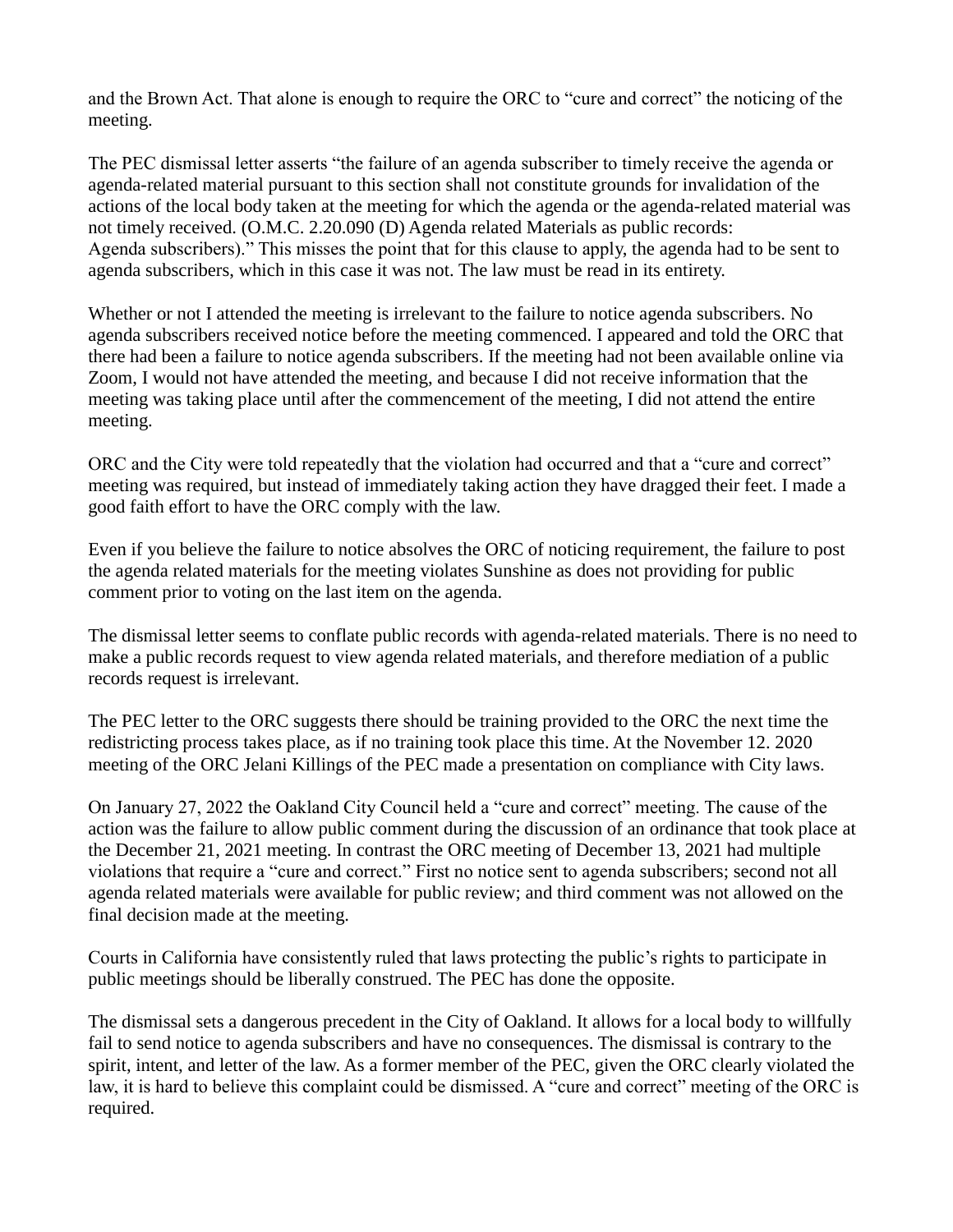and the Brown Act. That alone is enough to require the ORC to "cure and correct" the noticing of the meeting.

The PEC dismissal letter asserts "the failure of an agenda subscriber to timely receive the agenda or agenda-related material pursuant to this section shall not constitute grounds for invalidation of the actions of the local body taken at the meeting for which the agenda or the agenda-related material was not timely received. (O.M.C. 2.20.090 (D) Agenda related Materials as public records: Agenda subscribers)." This misses the point that for this clause to apply, the agenda had to be sent to agenda subscribers, which in this case it was not. The law must be read in its entirety.

Whether or not I attended the meeting is irrelevant to the failure to notice agenda subscribers. No agenda subscribers received notice before the meeting commenced. I appeared and told the ORC that there had been a failure to notice agenda subscribers. If the meeting had not been available online via Zoom, I would not have attended the meeting, and because I did not receive information that the meeting was taking place until after the commencement of the meeting, I did not attend the entire meeting.

ORC and the City were told repeatedly that the violation had occurred and that a "cure and correct" meeting was required, but instead of immediately taking action they have dragged their feet. I made a good faith effort to have the ORC comply with the law.

Even if you believe the failure to notice absolves the ORC of noticing requirement, the failure to post the agenda related materials for the meeting violates Sunshine as does not providing for public comment prior to voting on the last item on the agenda.

The dismissal letter seems to conflate public records with agenda-related materials. There is no need to make a public records request to view agenda related materials, and therefore mediation of a public records request is irrelevant.

The PEC letter to the ORC suggests there should be training provided to the ORC the next time the redistricting process takes place, as if no training took place this time. At the November 12. 2020 meeting of the ORC Jelani Killings of the PEC made a presentation on compliance with City laws.

On January 27, 2022 the Oakland City Council held a "cure and correct" meeting. The cause of the action was the failure to allow public comment during the discussion of an ordinance that took place at the December 21, 2021 meeting. In contrast the ORC meeting of December 13, 2021 had multiple violations that require a "cure and correct." First no notice sent to agenda subscribers; second not all agenda related materials were available for public review; and third comment was not allowed on the final decision made at the meeting.

Courts in California have consistently ruled that laws protecting the public's rights to participate in public meetings should be liberally construed. The PEC has done the opposite.

The dismissal sets a dangerous precedent in the City of Oakland. It allows for a local body to willfully fail to send notice to agenda subscribers and have no consequences. The dismissal is contrary to the spirit, intent, and letter of the law. As a former member of the PEC, given the ORC clearly violated the law, it is hard to believe this complaint could be dismissed. A "cure and correct" meeting of the ORC is required.